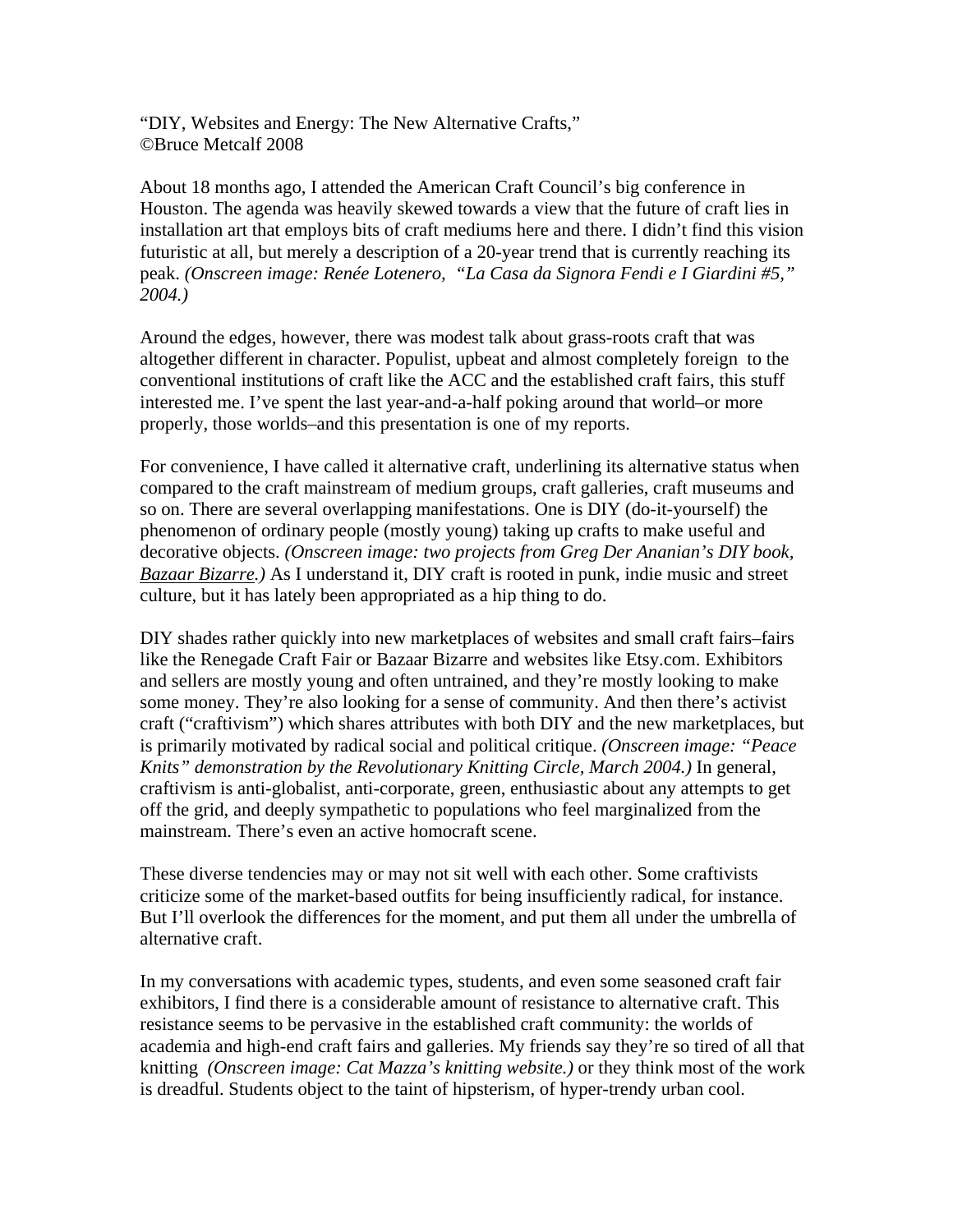"DIY, Websites and Energy: The New Alternative Crafts,"
©Bruce Metcalf 2008

About 18 months ago, I attended the American Craft Council's big conference in Houston. The agenda was heavily skewed towards a view that the future of craft lies in installation art that employs bits of craft mediums here and there. I didn't find this vision futuristic at all, but merely a description of a 20-year trend that is currently reaching its peak. *(Onscreen image: Renée Lotenero, "La Casa da Signora Fendi e I Giardini #5," 2004.)*

Around the edges, however, there was modest talk about grass-roots craft that was altogether different in character. Populist, upbeat and almost completely foreign to the conventional institutions of craft like the ACC and the established craft fairs, this stuff interested me. I've spent the last year-and-a-half poking around that world–or more properly, those worlds–and this presentation is one of my reports.

For convenience, I have called it alternative craft, underlining its alternative status when compared to the craft mainstream of medium groups, craft galleries, craft museums and so on. There are several overlapping manifestations. One is DIY (do-it-yourself) the phenomenon of ordinary people (mostly young) taking up crafts to make useful and decorative objects. *(Onscreen image: two projects from Greg Der Ananian's DIY book, Bazaar Bizarre.)* As I understand it, DIY craft is rooted in punk, indie music and street culture, but it has lately been appropriated as a hip thing to do.

DIY shades rather quickly into new marketplaces of websites and small craft fairs–fairs like the Renegade Craft Fair or Bazaar Bizarre and websites like Etsy.com. Exhibitors and sellers are mostly young and often untrained, and they're mostly looking to make some money. They're also looking for a sense of community. And then there's activist craft ("craftivism") which shares attributes with both DIY and the new marketplaces, but is primarily motivated by radical social and political critique. *(Onscreen image: "Peace Knits" demonstration by the Revolutionary Knitting Circle, March 2004.)* In general, craftivism is anti-globalist, anti-corporate, green, enthusiastic about any attempts to get off the grid, and deeply sympathetic to populations who feel marginalized from the mainstream. There's even an active homocraft scene.

These diverse tendencies may or may not sit well with each other. Some craftivists criticize some of the market-based outfits for being insufficiently radical, for instance. But I'll overlook the differences for the moment, and put them all under the umbrella of alternative craft.

In my conversations with academic types, students, and even some seasoned craft fair exhibitors, I find there is a considerable amount of resistance to alternative craft. This resistance seems to be pervasive in the established craft community: the worlds of academia and high-end craft fairs and galleries. My friends say they're so tired of all that knitting *(Onscreen image: Cat Mazza's knitting website.)* or they think most of the work is dreadful. Students object to the taint of hipsterism, of hyper-trendy urban cool.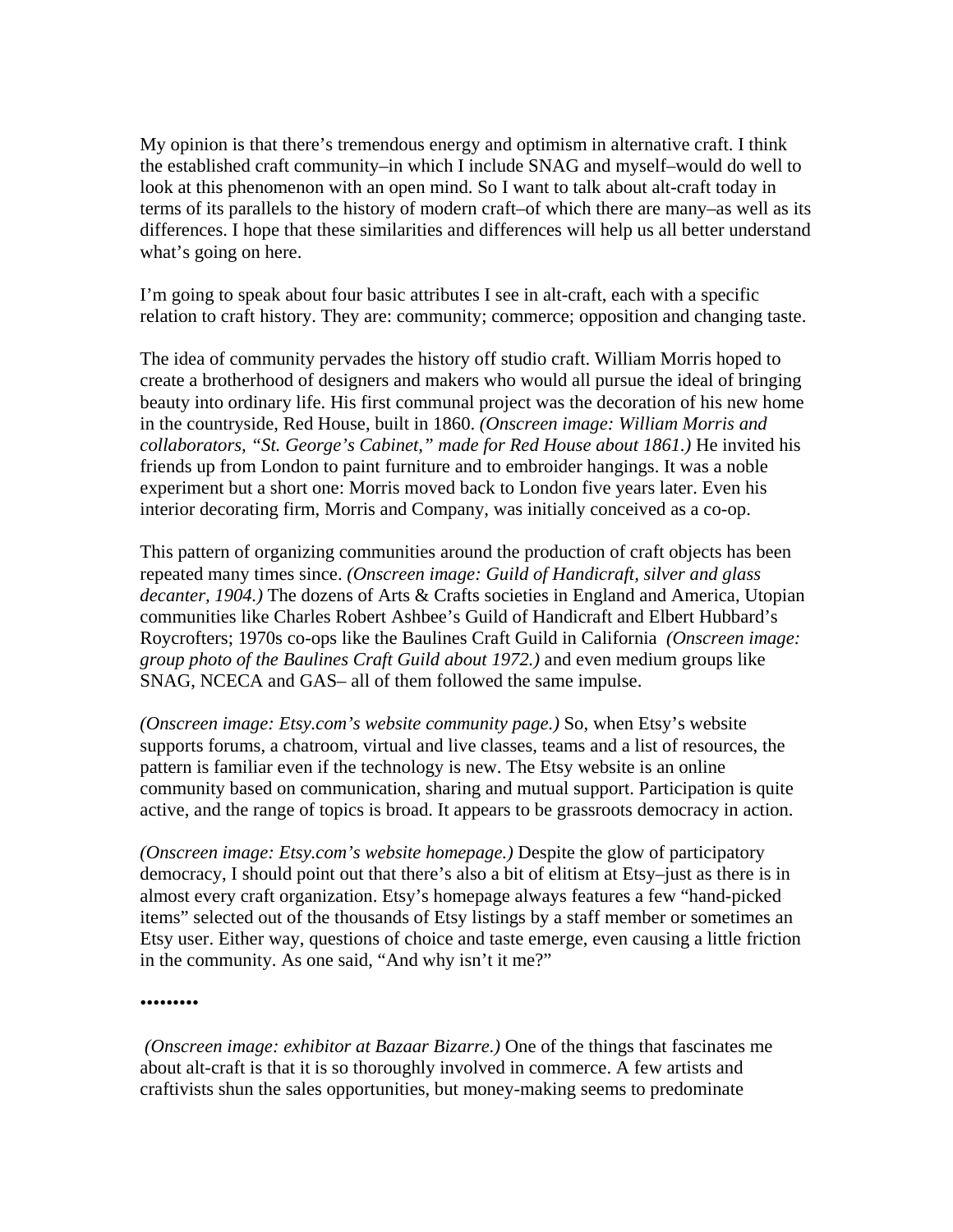My opinion is that there's tremendous energy and optimism in alternative craft. I think the established craft community–in which I include SNAG and myself–would do well to look at this phenomenon with an open mind. So I want to talk about alt-craft today in terms of its parallels to the history of modern craft–of which there are many–as well as its differences. I hope that these similarities and differences will help us all better understand what's going on here.

I'm going to speak about four basic attributes I see in alt-craft, each with a specific relation to craft history. They are: community; commerce; opposition and changing taste.

The idea of community pervades the history off studio craft. William Morris hoped to create a brotherhood of designers and makers who would all pursue the ideal of bringing beauty into ordinary life. His first communal project was the decoration of his new home in the countryside, Red House, built in 1860. *(Onscreen image: William Morris and collaborators, "St. George's Cabinet," made for Red House about 1861.)* He invited his friends up from London to paint furniture and to embroider hangings. It was a noble experiment but a short one: Morris moved back to London five years later. Even his interior decorating firm, Morris and Company, was initially conceived as a co-op.

This pattern of organizing communities around the production of craft objects has been repeated many times since. *(Onscreen image: Guild of Handicraft, silver and glass decanter, 1904.)* The dozens of Arts & Crafts societies in England and America, Utopian communities like Charles Robert Ashbee's Guild of Handicraft and Elbert Hubbard's Roycrofters; 1970s co-ops like the Baulines Craft Guild in California *(Onscreen image: group photo of the Baulines Craft Guild about 1972.)* and even medium groups like SNAG, NCECA and GAS– all of them followed the same impulse.

*(Onscreen image: Etsy.com's website community page.)* So, when Etsy's website supports forums, a chatroom, virtual and live classes, teams and a list of resources, the pattern is familiar even if the technology is new. The Etsy website is an online community based on communication, sharing and mutual support. Participation is quite active, and the range of topics is broad. It appears to be grassroots democracy in action.

*(Onscreen image: Etsy.com's website homepage.)* Despite the glow of participatory democracy, I should point out that there's also a bit of elitism at Etsy–just as there is in almost every craft organization. Etsy's homepage always features a few "hand-picked items" selected out of the thousands of Etsy listings by a staff member or sometimes an Etsy user. Either way, questions of choice and taste emerge, even causing a little friction in the community. As one said, "And why isn't it me?"

**.........**

*(Onscreen image: exhibitor at Bazaar Bizarre.)* One of the things that fascinates me about alt-craft is that it is so thoroughly involved in commerce. A few artists and craftivists shun the sales opportunities, but money-making seems to predominate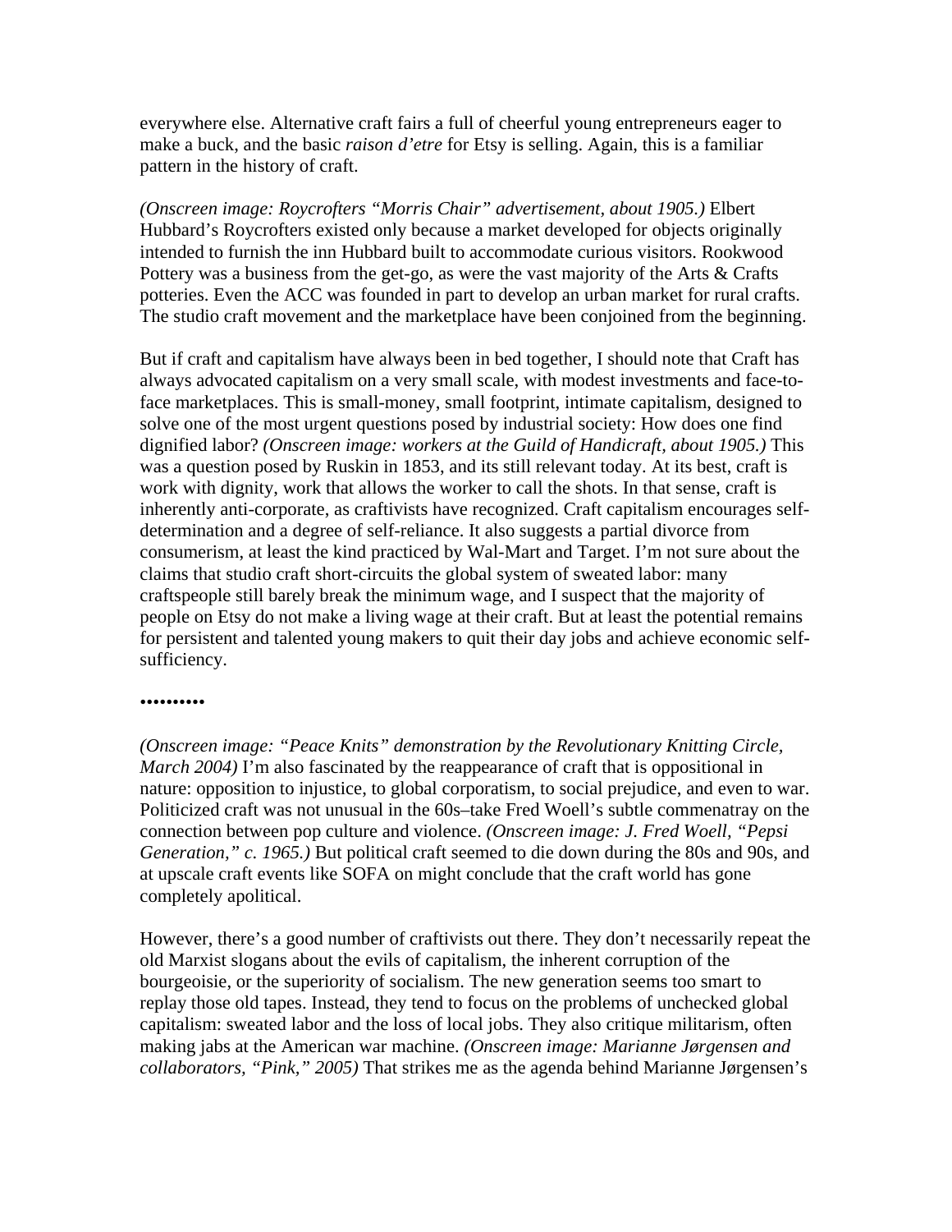everywhere else. Alternative craft fairs a full of cheerful young entrepreneurs eager to make a buck, and the basic *raison d'etre* for Etsy is selling. Again, this is a familiar pattern in the history of craft.

*(Onscreen image: Roycrofters "Morris Chair" advertisement, about 1905.)* Elbert Hubbard's Roycrofters existed only because a market developed for objects originally intended to furnish the inn Hubbard built to accommodate curious visitors. Rookwood Pottery was a business from the get-go, as were the vast majority of the Arts & Crafts potteries. Even the ACC was founded in part to develop an urban market for rural crafts. The studio craft movement and the marketplace have been conjoined from the beginning.

But if craft and capitalism have always been in bed together, I should note that Craft has always advocated capitalism on a very small scale, with modest investments and face-to-face marketplaces. This is small-money, small footprint, intimate capitalism, designed to solve one of the most urgent questions posed by industrial society: How does one find dignified labor? *(Onscreen image: workers at the Guild of Handicraft, about 1905.)* This was a question posed by Ruskin in 1853, and its still relevant today. At its best, craft is work with dignity, work that allows the worker to call the shots. In that sense, craft is inherently anti-corporate, as craftivists have recognized. Craft capitalism encourages self-determination and a degree of self-reliance. It also suggests a partial divorce from consumerism, at least the kind practiced by Wal-Mart and Target. I'm not sure about the claims that studio craft short-circuits the global system of sweated labor: many craftspeople still barely break the minimum wage, and I suspect that the majority of people on Etsy do not make a living wage at their craft. But at least the potential remains for persistent and talented young makers to quit their day jobs and achieve economic self-sufficiency.

**••••••••••**

*(Onscreen image: "Peace Knits" demonstration by the Revolutionary Knitting Circle, March 2004)* I'm also fascinated by the reappearance of craft that is oppositional in nature: opposition to injustice, to global corporatism, to social prejudice, and even to war. Politicized craft was not unusual in the 60s–take Fred Woell's subtle commenatray on the connection between pop culture and violence. *(Onscreen image: J. Fred Woell, "Pepsi Generation," c. 1965.)* But political craft seemed to die down during the 80s and 90s, and at upscale craft events like SOFA on might conclude that the craft world has gone completely apolitical.

However, there's a good number of craftivists out there. They don't necessarily repeat the old Marxist slogans about the evils of capitalism, the inherent corruption of the bourgeoisie, or the superiority of socialism. The new generation seems too smart to replay those old tapes. Instead, they tend to focus on the problems of unchecked global capitalism: sweated labor and the loss of local jobs. They also critique militarism, often making jabs at the American war machine. *(Onscreen image: Marianne Jørgensen and collaborators, "Pink," 2005)* That strikes me as the agenda behind Marianne Jørgensen's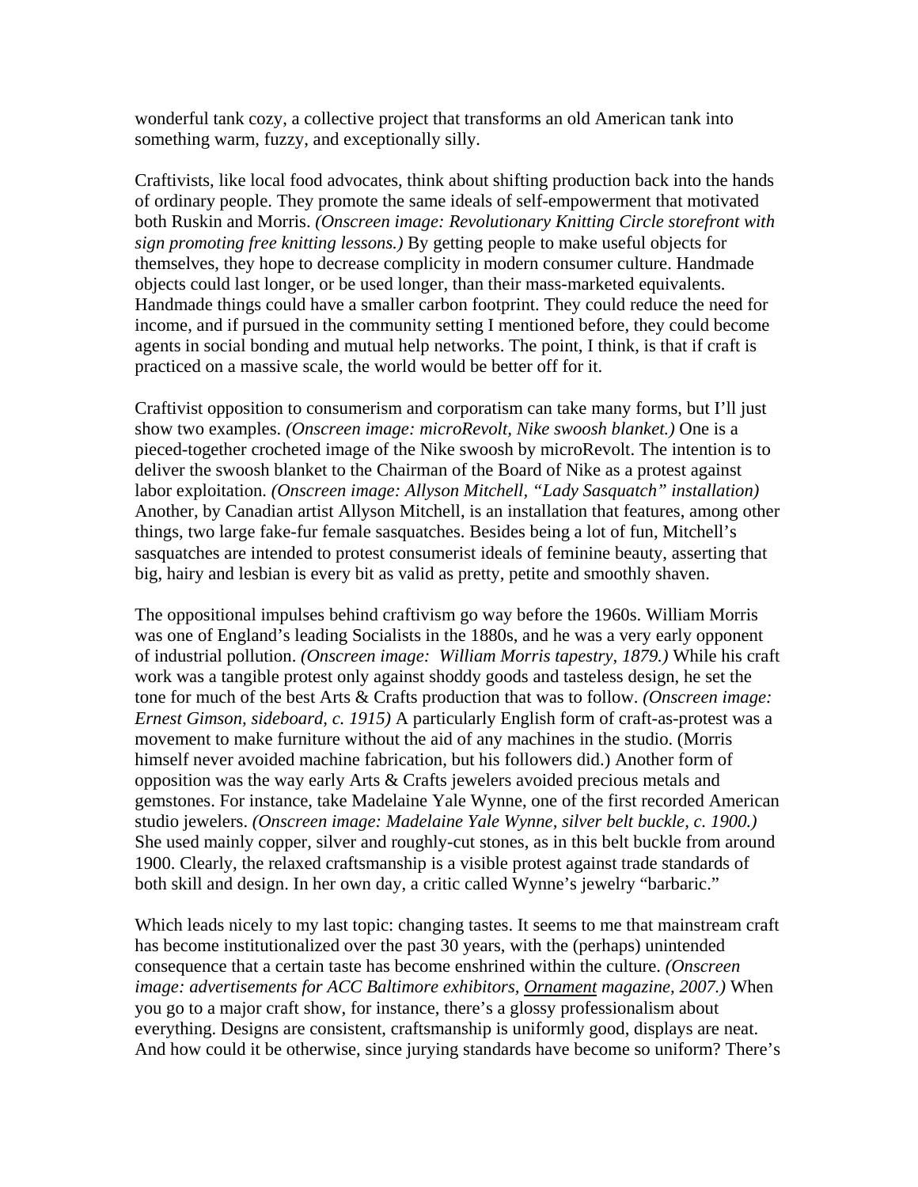wonderful tank cozy, a collective project that transforms an old American tank into something warm, fuzzy, and exceptionally silly.

Craftivists, like local food advocates, think about shifting production back into the hands of ordinary people. They promote the same ideals of self-empowerment that motivated both Ruskin and Morris. *(Onscreen image: Revolutionary Knitting Circle storefront with sign promoting free knitting lessons.)* By getting people to make useful objects for themselves, they hope to decrease complicity in modern consumer culture. Handmade objects could last longer, or be used longer, than their mass-marketed equivalents. Handmade things could have a smaller carbon footprint. They could reduce the need for income, and if pursued in the community setting I mentioned before, they could become agents in social bonding and mutual help networks. The point, I think, is that if craft is practiced on a massive scale, the world would be better off for it.

Craftivist opposition to consumerism and corporatism can take many forms, but I'll just show two examples. *(Onscreen image: microRevolt, Nike swoosh blanket.)* One is a pieced-together crocheted image of the Nike swoosh by microRevolt. The intention is to deliver the swoosh blanket to the Chairman of the Board of Nike as a protest against labor exploitation. *(Onscreen image: Allyson Mitchell, "Lady Sasquatch" installation)* Another, by Canadian artist Allyson Mitchell, is an installation that features, among other things, two large fake-fur female sasquatches. Besides being a lot of fun, Mitchell's sasquatches are intended to protest consumerist ideals of feminine beauty, asserting that big, hairy and lesbian is every bit as valid as pretty, petite and smoothly shaven.

The oppositional impulses behind craftivism go way before the 1960s. William Morris was one of England's leading Socialists in the 1880s, and he was a very early opponent of industrial pollution. *(Onscreen image: William Morris tapestry, 1879.)* While his craft work was a tangible protest only against shoddy goods and tasteless design, he set the tone for much of the best Arts & Crafts production that was to follow. *(Onscreen image: Ernest Gimson, sideboard, c. 1915)* A particularly English form of craft-as-protest was a movement to make furniture without the aid of any machines in the studio. (Morris himself never avoided machine fabrication, but his followers did.) Another form of opposition was the way early Arts & Crafts jewelers avoided precious metals and gemstones. For instance, take Madelaine Yale Wynne, one of the first recorded American studio jewelers. *(Onscreen image: Madelaine Yale Wynne, silver belt buckle, c. 1900.)* She used mainly copper, silver and roughly-cut stones, as in this belt buckle from around 1900. Clearly, the relaxed craftsmanship is a visible protest against trade standards of both skill and design. In her own day, a critic called Wynne's jewelry "barbaric."

Which leads nicely to my last topic: changing tastes. It seems to me that mainstream craft has become institutionalized over the past 30 years, with the (perhaps) unintended consequence that a certain taste has become enshrined within the culture. *(Onscreen image: advertisements for ACC Baltimore exhibitors, Ornament magazine, 2007.)* When you go to a major craft show, for instance, there's a glossy professionalism about everything. Designs are consistent, craftsmanship is uniformly good, displays are neat. And how could it be otherwise, since jurying standards have become so uniform? There's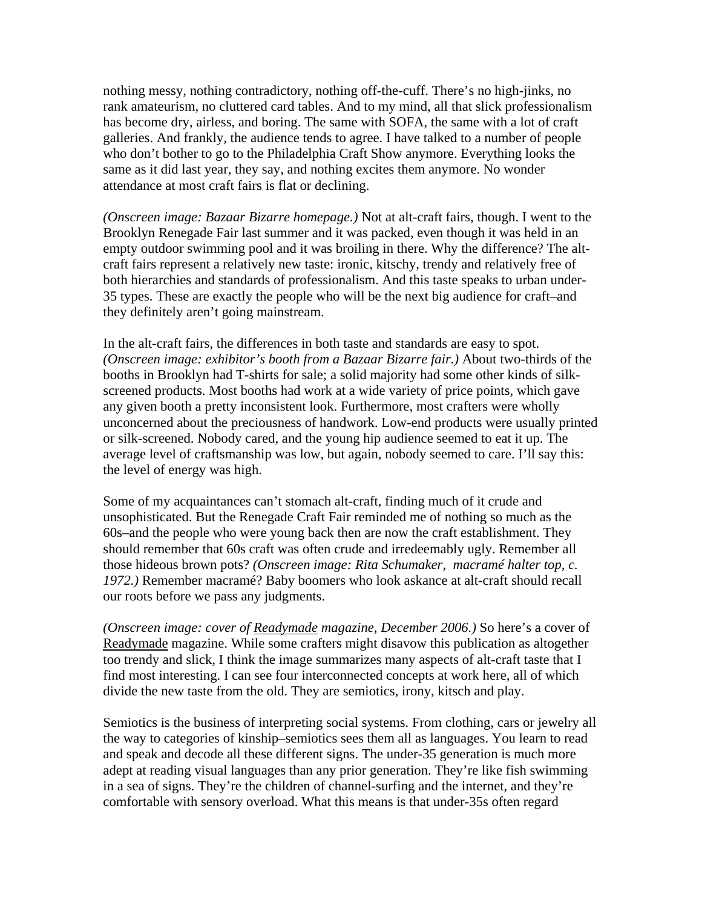nothing messy, nothing contradictory, nothing off-the-cuff. There's no high-jinks, no rank amateurism, no cluttered card tables. And to my mind, all that slick professionalism has become dry, airless, and boring. The same with SOFA, the same with a lot of craft galleries. And frankly, the audience tends to agree. I have talked to a number of people who don't bother to go to the Philadelphia Craft Show anymore. Everything looks the same as it did last year, they say, and nothing excites them anymore. No wonder attendance at most craft fairs is flat or declining.

*(Onscreen image: Bazaar Bizarre homepage.)* Not at alt-craft fairs, though. I went to the Brooklyn Renegade Fair last summer and it was packed, even though it was held in an empty outdoor swimming pool and it was broiling in there. Why the difference? The alt-craft fairs represent a relatively new taste: ironic, kitschy, trendy and relatively free of both hierarchies and standards of professionalism. And this taste speaks to urban under-35 types. These are exactly the people who will be the next big audience for craft–and they definitely aren't going mainstream.

In the alt-craft fairs, the differences in both taste and standards are easy to spot. *(Onscreen image: exhibitor's booth from a Bazaar Bizarre fair.)* About two-thirds of the booths in Brooklyn had T-shirts for sale; a solid majority had some other kinds of silk-screened products. Most booths had work at a wide variety of price points, which gave any given booth a pretty inconsistent look. Furthermore, most crafters were wholly unconcerned about the preciousness of handwork. Low-end products were usually printed or silk-screened. Nobody cared, and the young hip audience seemed to eat it up. The average level of craftsmanship was low, but again, nobody seemed to care. I'll say this: the level of energy was high.

Some of my acquaintances can't stomach alt-craft, finding much of it crude and unsophisticated. But the Renegade Craft Fair reminded me of nothing so much as the 60s–and the people who were young back then are now the craft establishment. They should remember that 60s craft was often crude and irredeemably ugly. Remember all those hideous brown pots? *(Onscreen image: Rita Schumaker, macramé halter top, c. 1972.)* Remember macramé? Baby boomers who look askance at alt-craft should recall our roots before we pass any judgments.

*(Onscreen image: cover of Readymade magazine, December 2006.)* So here's a cover of Readymade magazine. While some crafters might disavow this publication as altogether too trendy and slick, I think the image summarizes many aspects of alt-craft taste that I find most interesting. I can see four interconnected concepts at work here, all of which divide the new taste from the old. They are semiotics, irony, kitsch and play.

Semiotics is the business of interpreting social systems. From clothing, cars or jewelry all the way to categories of kinship–semiotics sees them all as languages. You learn to read and speak and decode all these different signs. The under-35 generation is much more adept at reading visual languages than any prior generation. They're like fish swimming in a sea of signs. They're the children of channel-surfing and the internet, and they're comfortable with sensory overload. What this means is that under-35s often regard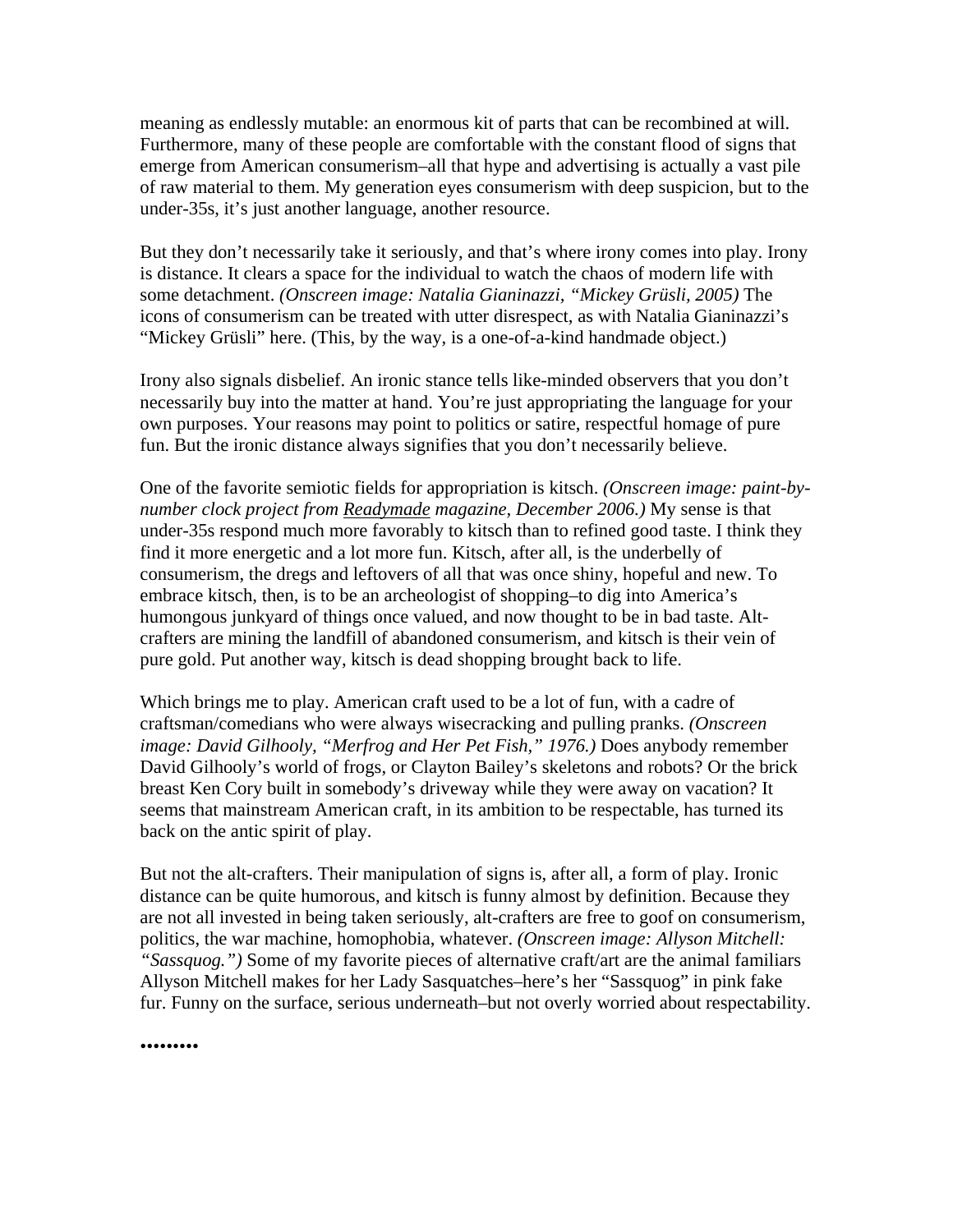meaning as endlessly mutable: an enormous kit of parts that can be recombined at will. Furthermore, many of these people are comfortable with the constant flood of signs that emerge from American consumerism–all that hype and advertising is actually a vast pile of raw material to them. My generation eyes consumerism with deep suspicion, but to the under-35s, it's just another language, another resource.

But they don't necessarily take it seriously, and that's where irony comes into play. Irony is distance. It clears a space for the individual to watch the chaos of modern life with some detachment. *(Onscreen image: Natalia Gianinazzi, "Mickey Grüsli, 2005)* The icons of consumerism can be treated with utter disrespect, as with Natalia Gianinazzi's "Mickey Grüsli" here. (This, by the way, is a one-of-a-kind handmade object.)

Irony also signals disbelief. An ironic stance tells like-minded observers that you don't necessarily buy into the matter at hand. You're just appropriating the language for your own purposes. Your reasons may point to politics or satire, respectful homage of pure fun. But the ironic distance always signifies that you don't necessarily believe.

One of the favorite semiotic fields for appropriation is kitsch. *(Onscreen image: paint-by-number clock project from Readymade magazine, December 2006.)* My sense is that under-35s respond much more favorably to kitsch than to refined good taste. I think they find it more energetic and a lot more fun. Kitsch, after all, is the underbelly of consumerism, the dregs and leftovers of all that was once shiny, hopeful and new. To embrace kitsch, then, is to be an archeologist of shopping–to dig into America's humongous junkyard of things once valued, and now thought to be in bad taste. Alt-crafters are mining the landfill of abandoned consumerism, and kitsch is their vein of pure gold. Put another way, kitsch is dead shopping brought back to life.

Which brings me to play. American craft used to be a lot of fun, with a cadre of craftsman/comedians who were always wisecracking and pulling pranks. *(Onscreen image: David Gilhooly, "Merfrog and Her Pet Fish," 1976.)* Does anybody remember David Gilhooly's world of frogs, or Clayton Bailey's skeletons and robots? Or the brick breast Ken Cory built in somebody's driveway while they were away on vacation? It seems that mainstream American craft, in its ambition to be respectable, has turned its back on the antic spirit of play.

But not the alt-crafters. Their manipulation of signs is, after all, a form of play. Ironic distance can be quite humorous, and kitsch is funny almost by definition. Because they are not all invested in being taken seriously, alt-crafters are free to goof on consumerism, politics, the war machine, homophobia, whatever. *(Onscreen image: Allyson Mitchell: "Sassquog.")* Some of my favorite pieces of alternative craft/art are the animal familiars Allyson Mitchell makes for her Lady Sasquatches–here's her "Sassquog" in pink fake fur. Funny on the surface, serious underneath–but not overly worried about respectability.

**•••••••••**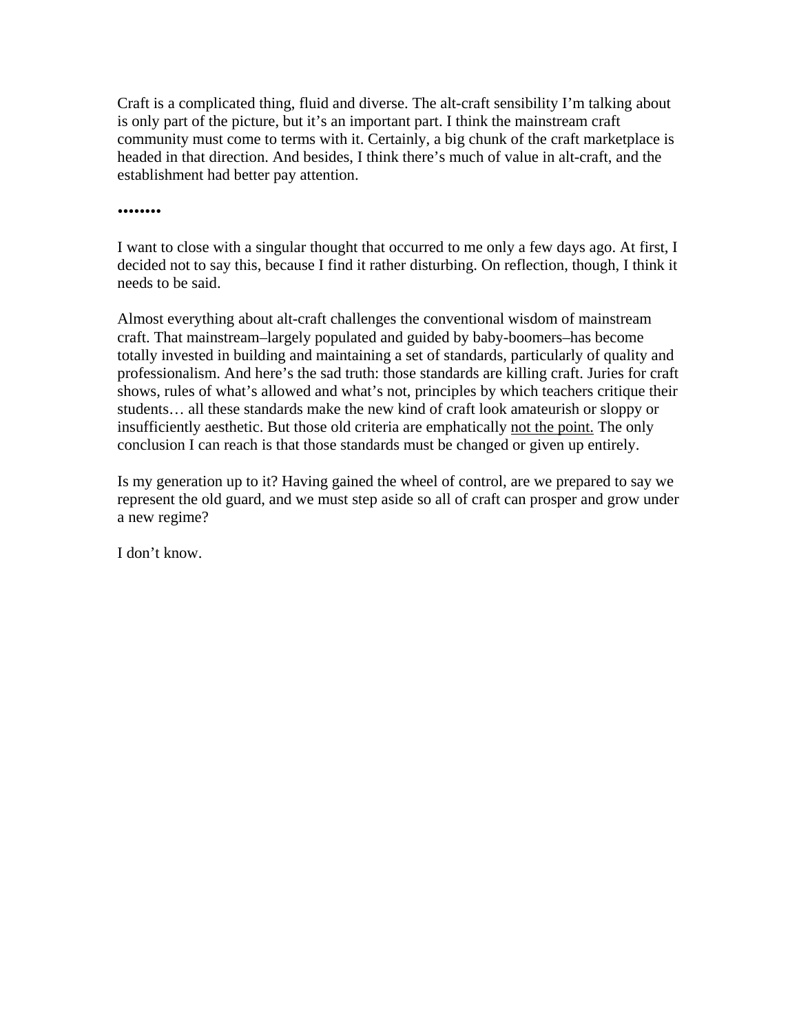Craft is a complicated thing, fluid and diverse. The alt-craft sensibility I'm talking about is only part of the picture, but it's an important part. I think the mainstream craft community must come to terms with it. Certainly, a big chunk of the craft marketplace is headed in that direction. And besides, I think there's much of value in alt-craft, and the establishment had better pay attention.

**••••••••**

I want to close with a singular thought that occurred to me only a few days ago. At first, I decided not to say this, because I find it rather disturbing. On reflection, though, I think it needs to be said.

Almost everything about alt-craft challenges the conventional wisdom of mainstream craft. That mainstream–largely populated and guided by baby-boomers–has become totally invested in building and maintaining a set of standards, particularly of quality and professionalism. And here's the sad truth: those standards are killing craft. Juries for craft shows, rules of what's allowed and what's not, principles by which teachers critique their students… all these standards make the new kind of craft look amateurish or sloppy or insufficiently aesthetic. But those old criteria are emphatically <u>not the point.</u> The only conclusion I can reach is that those standards must be changed or given up entirely.

Is my generation up to it? Having gained the wheel of control, are we prepared to say we represent the old guard, and we must step aside so all of craft can prosper and grow under a new regime?

I don't know.